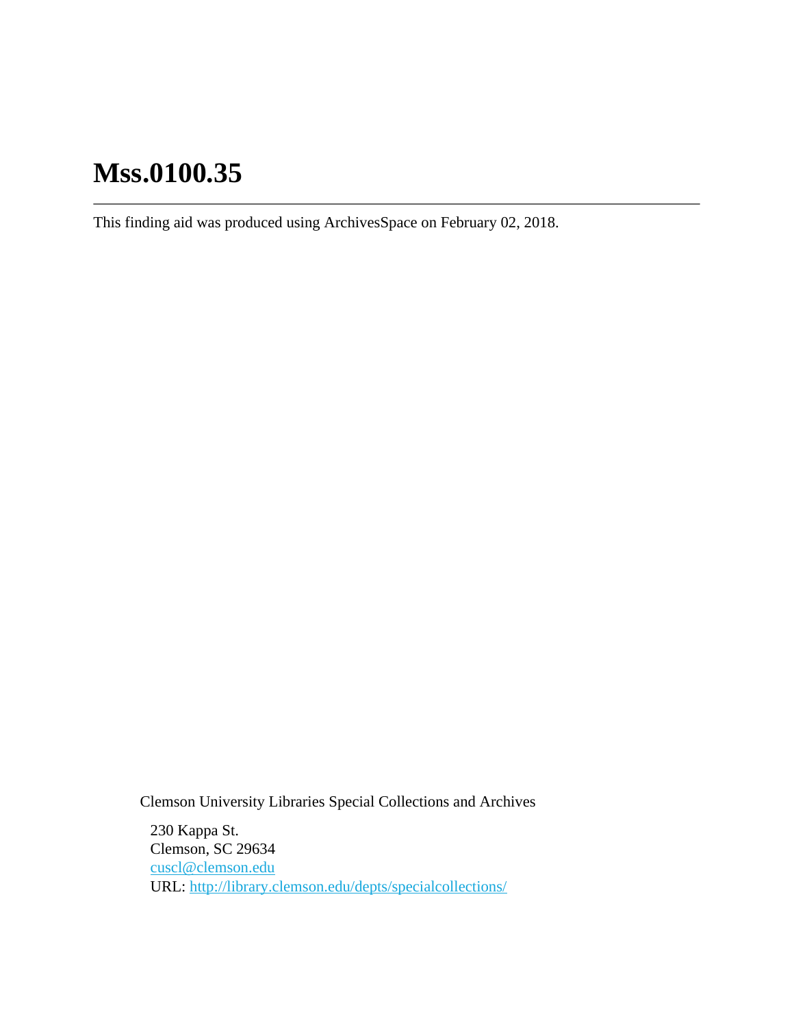# Mss.0100.35

---

This finding aid was produced using ArchivesSpace on February 02, 2018.

Clemson University Libraries Special Collections and Archives

230 Kappa St.
Clemson, SC 29634
cuscl@clemson.edu
URL: http://library.clemson.edu/depts/specialcollections/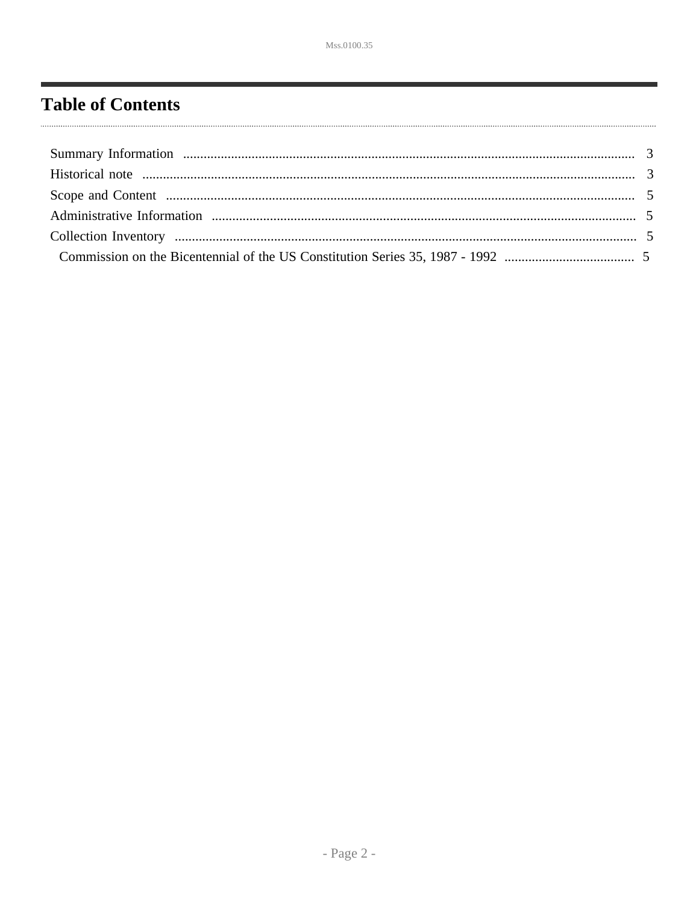# Table of Contents

- Summary Information ..... 3
- Historical note ..... 3
- Scope and Content ..... 5
- Administrative Information ..... 5
- Collection Inventory ..... 5
  - Commission on the Bicentennial of the US Constitution Series 35, 1987 - 1992 ..... 5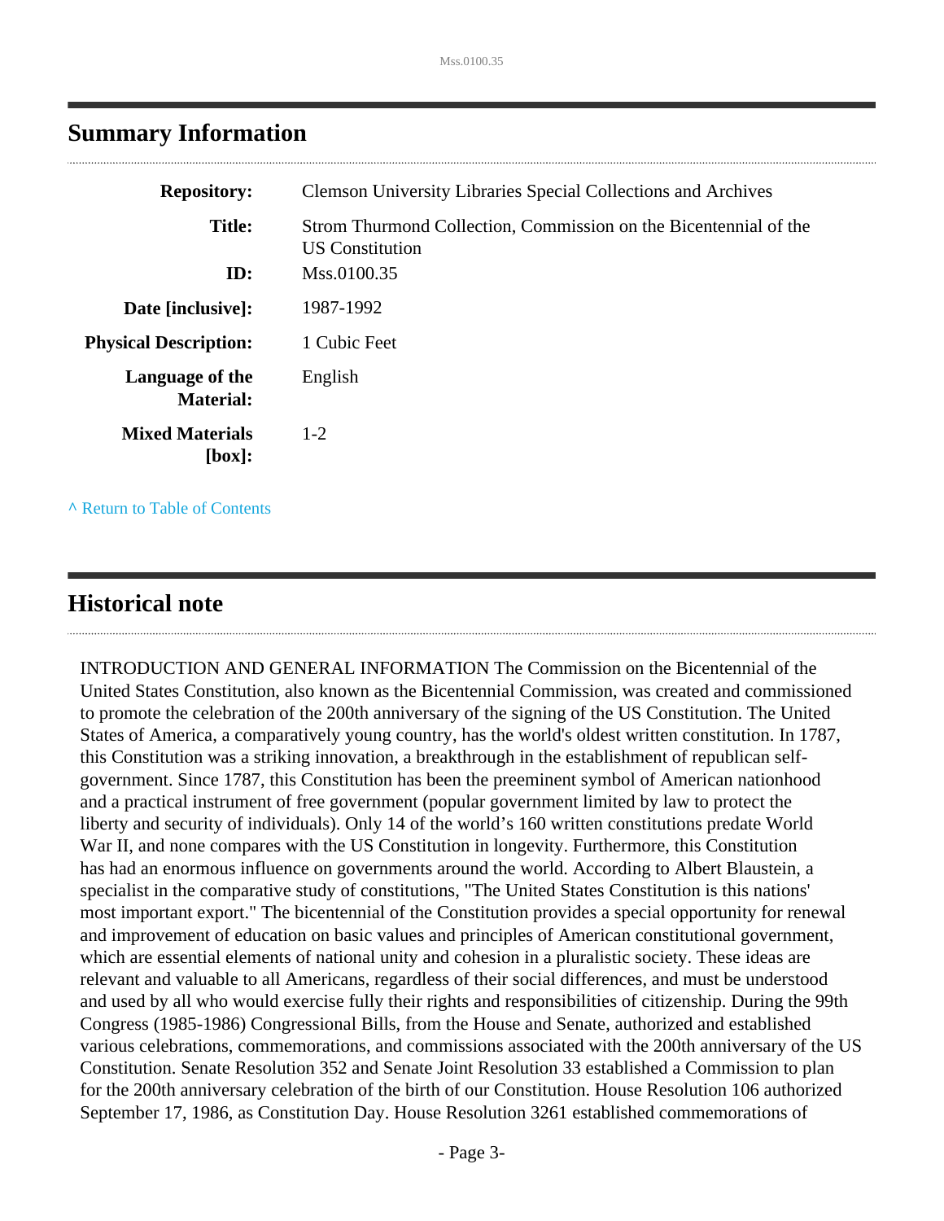## Summary Information

| | |
|---|---|
| **Repository:** | Clemson University Libraries Special Collections and Archives |
| **Title:** | Strom Thurmond Collection, Commission on the Bicentennial of the US Constitution |
| **ID:** | Mss.0100.35 |
| **Date [inclusive]:** | 1987-1992 |
| **Physical Description:** | 1 Cubic Feet |
| **Language of the Material:** | English |
| **Mixed Materials [box]:** | 1-2 |

^ Return to Table of Contents

## Historical note

INTRODUCTION AND GENERAL INFORMATION The Commission on the Bicentennial of the United States Constitution, also known as the Bicentennial Commission, was created and commissioned to promote the celebration of the 200th anniversary of the signing of the US Constitution. The United States of America, a comparatively young country, has the world's oldest written constitution. In 1787, this Constitution was a striking innovation, a breakthrough in the establishment of republican self-government. Since 1787, this Constitution has been the preeminent symbol of American nationhood and a practical instrument of free government (popular government limited by law to protect the liberty and security of individuals). Only 14 of the world's 160 written constitutions predate World War II, and none compares with the US Constitution in longevity. Furthermore, this Constitution has had an enormous influence on governments around the world. According to Albert Blaustein, a specialist in the comparative study of constitutions, "The United States Constitution is this nations' most important export." The bicentennial of the Constitution provides a special opportunity for renewal and improvement of education on basic values and principles of American constitutional government, which are essential elements of national unity and cohesion in a pluralistic society. These ideas are relevant and valuable to all Americans, regardless of their social differences, and must be understood and used by all who would exercise fully their rights and responsibilities of citizenship. During the 99th Congress (1985-1986) Congressional Bills, from the House and Senate, authorized and established various celebrations, commemorations, and commissions associated with the 200th anniversary of the US Constitution. Senate Resolution 352 and Senate Joint Resolution 33 established a Commission to plan for the 200th anniversary celebration of the birth of our Constitution. House Resolution 106 authorized September 17, 1986, as Constitution Day. House Resolution 3261 established commemorations of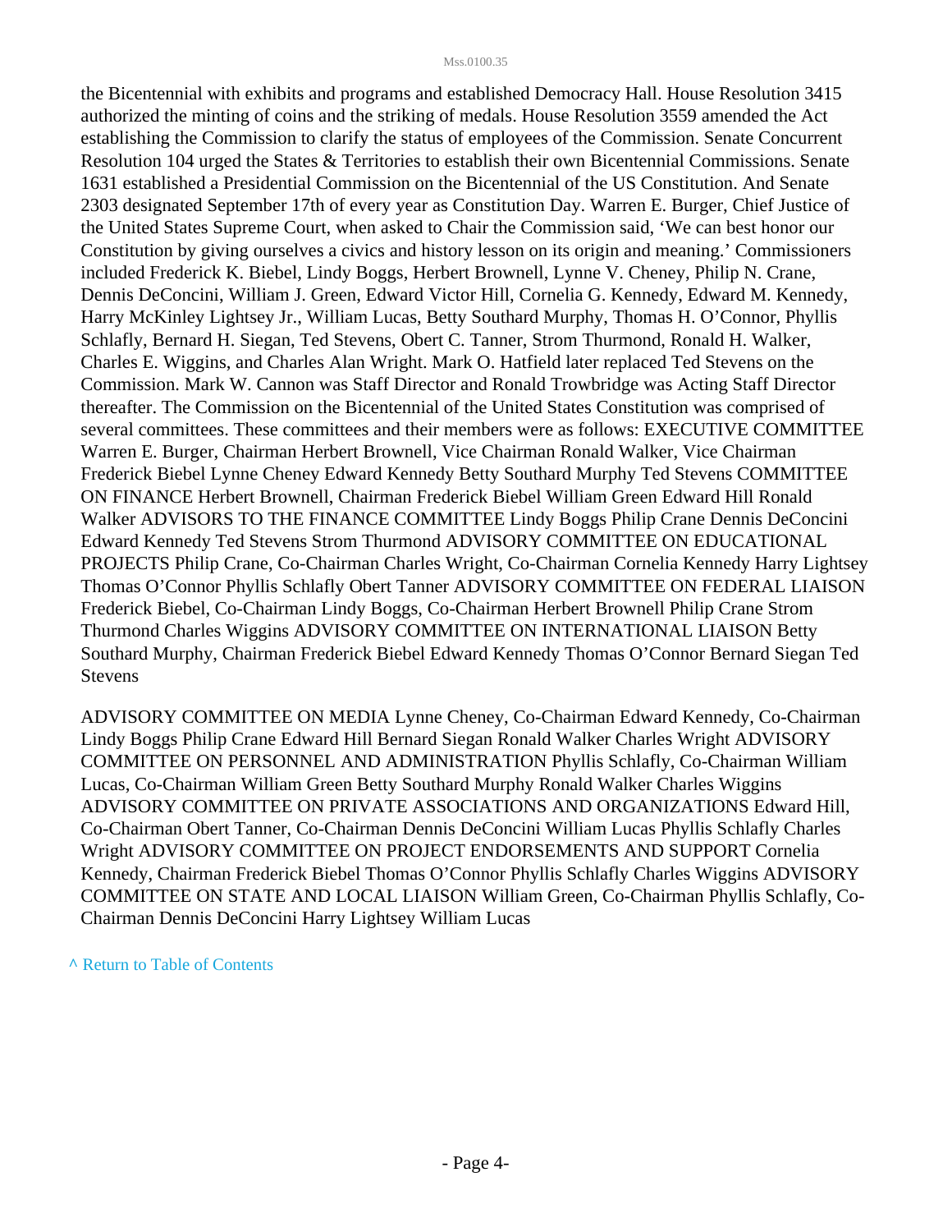the Bicentennial with exhibits and programs and established Democracy Hall. House Resolution 3415 authorized the minting of coins and the striking of medals. House Resolution 3559 amended the Act establishing the Commission to clarify the status of employees of the Commission. Senate Concurrent Resolution 104 urged the States & Territories to establish their own Bicentennial Commissions. Senate 1631 established a Presidential Commission on the Bicentennial of the US Constitution. And Senate 2303 designated September 17th of every year as Constitution Day. Warren E. Burger, Chief Justice of the United States Supreme Court, when asked to Chair the Commission said, 'We can best honor our Constitution by giving ourselves a civics and history lesson on its origin and meaning.' Commissioners included Frederick K. Biebel, Lindy Boggs, Herbert Brownell, Lynne V. Cheney, Philip N. Crane, Dennis DeConcini, William J. Green, Edward Victor Hill, Cornelia G. Kennedy, Edward M. Kennedy, Harry McKinley Lightsey Jr., William Lucas, Betty Southard Murphy, Thomas H. O'Connor, Phyllis Schlafly, Bernard H. Siegan, Ted Stevens, Obert C. Tanner, Strom Thurmond, Ronald H. Walker, Charles E. Wiggins, and Charles Alan Wright. Mark O. Hatfield later replaced Ted Stevens on the Commission. Mark W. Cannon was Staff Director and Ronald Trowbridge was Acting Staff Director thereafter. The Commission on the Bicentennial of the United States Constitution was comprised of several committees. These committees and their members were as follows: EXECUTIVE COMMITTEE Warren E. Burger, Chairman Herbert Brownell, Vice Chairman Ronald Walker, Vice Chairman Frederick Biebel Lynne Cheney Edward Kennedy Betty Southard Murphy Ted Stevens COMMITTEE ON FINANCE Herbert Brownell, Chairman Frederick Biebel William Green Edward Hill Ronald Walker ADVISORS TO THE FINANCE COMMITTEE Lindy Boggs Philip Crane Dennis DeConcini Edward Kennedy Ted Stevens Strom Thurmond ADVISORY COMMITTEE ON EDUCATIONAL PROJECTS Philip Crane, Co-Chairman Charles Wright, Co-Chairman Cornelia Kennedy Harry Lightsey Thomas O'Connor Phyllis Schlafly Obert Tanner ADVISORY COMMITTEE ON FEDERAL LIAISON Frederick Biebel, Co-Chairman Lindy Boggs, Co-Chairman Herbert Brownell Philip Crane Strom Thurmond Charles Wiggins ADVISORY COMMITTEE ON INTERNATIONAL LIAISON Betty Southard Murphy, Chairman Frederick Biebel Edward Kennedy Thomas O'Connor Bernard Siegan Ted Stevens

ADVISORY COMMITTEE ON MEDIA Lynne Cheney, Co-Chairman Edward Kennedy, Co-Chairman Lindy Boggs Philip Crane Edward Hill Bernard Siegan Ronald Walker Charles Wright ADVISORY COMMITTEE ON PERSONNEL AND ADMINISTRATION Phyllis Schlafly, Co-Chairman William Lucas, Co-Chairman William Green Betty Southard Murphy Ronald Walker Charles Wiggins ADVISORY COMMITTEE ON PRIVATE ASSOCIATIONS AND ORGANIZATIONS Edward Hill, Co-Chairman Obert Tanner, Co-Chairman Dennis DeConcini William Lucas Phyllis Schlafly Charles Wright ADVISORY COMMITTEE ON PROJECT ENDORSEMENTS AND SUPPORT Cornelia Kennedy, Chairman Frederick Biebel Thomas O'Connor Phyllis Schlafly Charles Wiggins ADVISORY COMMITTEE ON STATE AND LOCAL LIAISON William Green, Co-Chairman Phyllis Schlafly, Co-Chairman Dennis DeConcini Harry Lightsey William Lucas

^ Return to Table of Contents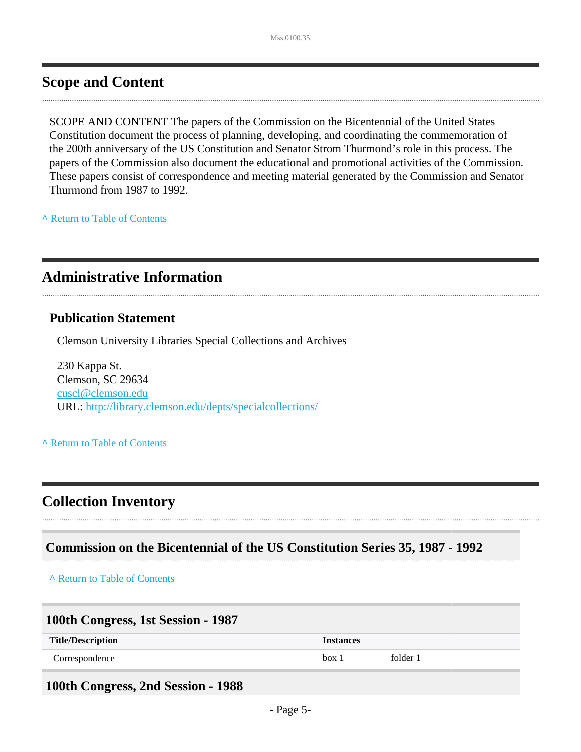## Scope and Content

SCOPE AND CONTENT The papers of the Commission on the Bicentennial of the United States Constitution document the process of planning, developing, and coordinating the commemoration of the 200th anniversary of the US Constitution and Senator Strom Thurmond's role in this process. The papers of the Commission also document the educational and promotional activities of the Commission. These papers consist of correspondence and meeting material generated by the Commission and Senator Thurmond from 1987 to 1992.

^ Return to Table of Contents

## Administrative Information

### Publication Statement

Clemson University Libraries Special Collections and Archives

230 Kappa St.
Clemson, SC 29634
cuscl@clemson.edu
URL: http://library.clemson.edu/depts/specialcollections/

^ Return to Table of Contents

## Collection Inventory

### Commission on the Bicentennial of the US Constitution Series 35, 1987 - 1992

^ Return to Table of Contents

### 100th Congress, 1st Session - 1987

| Title/Description | Instances | |
|---|---|---|
| Correspondence | box 1 | folder 1 |

### 100th Congress, 2nd Session - 1988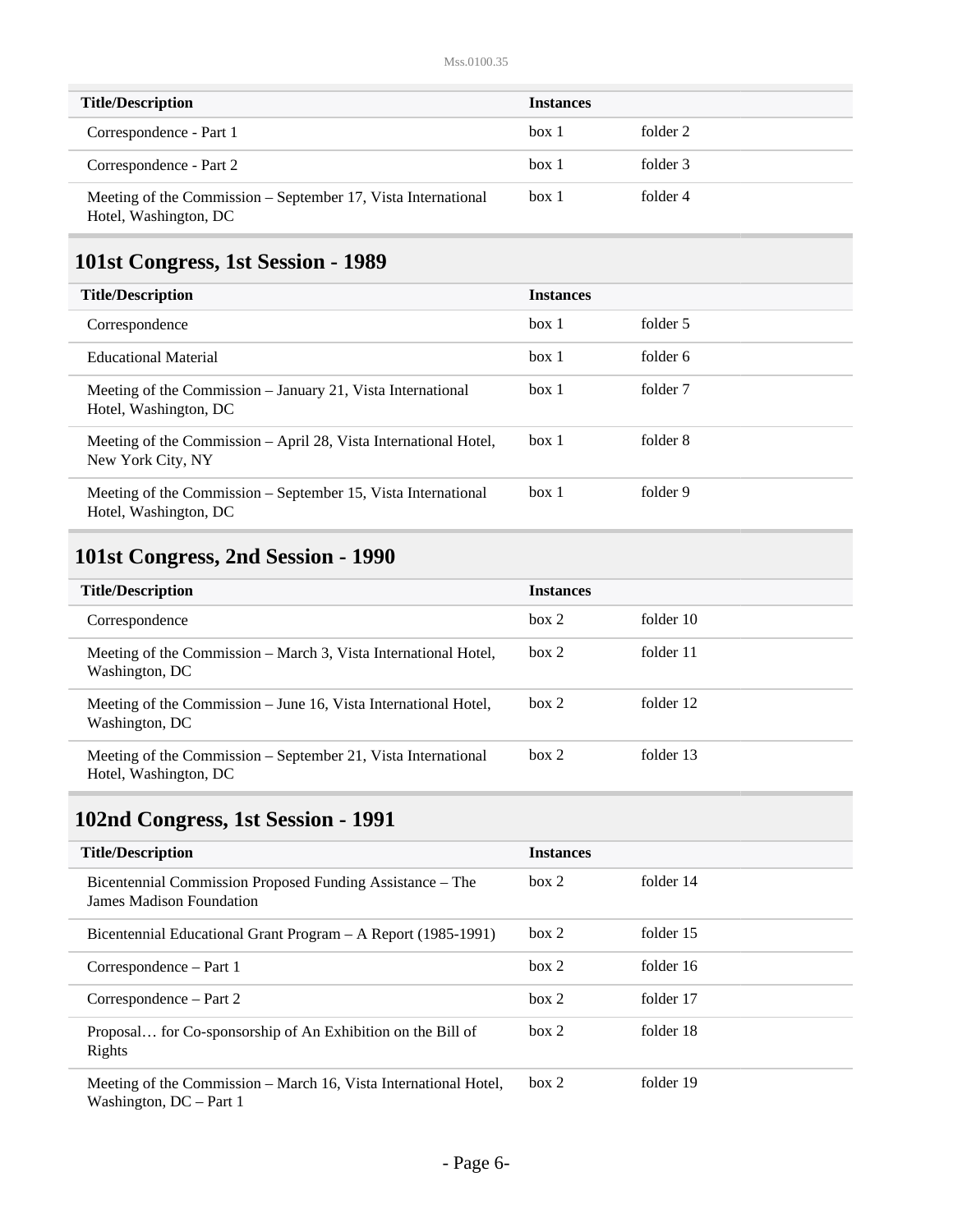| Title/Description | Instances | |
|---|---|---|
| Correspondence - Part 1 | box 1 | folder 2 |
| Correspondence - Part 2 | box 1 | folder 3 |
| Meeting of the Commission – September 17, Vista International Hotel, Washington, DC | box 1 | folder 4 |

## 101st Congress, 1st Session - 1989

| Title/Description | Instances | |
|---|---|---|
| Correspondence | box 1 | folder 5 |
| Educational Material | box 1 | folder 6 |
| Meeting of the Commission – January 21, Vista International Hotel, Washington, DC | box 1 | folder 7 |
| Meeting of the Commission – April 28, Vista International Hotel, New York City, NY | box 1 | folder 8 |
| Meeting of the Commission – September 15, Vista International Hotel, Washington, DC | box 1 | folder 9 |

## 101st Congress, 2nd Session - 1990

| Title/Description | Instances | |
|---|---|---|
| Correspondence | box 2 | folder 10 |
| Meeting of the Commission – March 3, Vista International Hotel, Washington, DC | box 2 | folder 11 |
| Meeting of the Commission – June 16, Vista International Hotel, Washington, DC | box 2 | folder 12 |
| Meeting of the Commission – September 21, Vista International Hotel, Washington, DC | box 2 | folder 13 |

## 102nd Congress, 1st Session - 1991

| Title/Description | Instances | |
|---|---|---|
| Bicentennial Commission Proposed Funding Assistance – The James Madison Foundation | box 2 | folder 14 |
| Bicentennial Educational Grant Program – A Report (1985-1991) | box 2 | folder 15 |
| Correspondence – Part 1 | box 2 | folder 16 |
| Correspondence – Part 2 | box 2 | folder 17 |
| Proposal… for Co-sponsorship of An Exhibition on the Bill of Rights | box 2 | folder 18 |
| Meeting of the Commission – March 16, Vista International Hotel, Washington, DC – Part 1 | box 2 | folder 19 |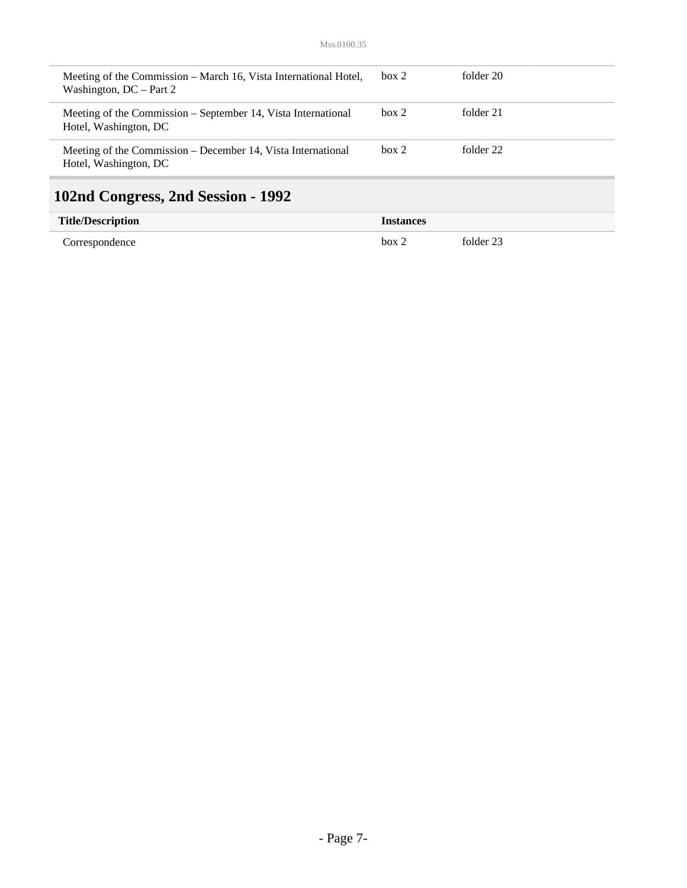| | | |
|---|---|---|
| Meeting of the Commission – March 16, Vista International Hotel, Washington, DC – Part 2 | box 2 | folder 20 |
| Meeting of the Commission – September 14, Vista International Hotel, Washington, DC | box 2 | folder 21 |
| Meeting of the Commission – December 14, Vista International Hotel, Washington, DC | box 2 | folder 22 |

## 102nd Congress, 2nd Session - 1992

| Title/Description | Instances | |
|---|---|---|
| Correspondence | box 2 | folder 23 |